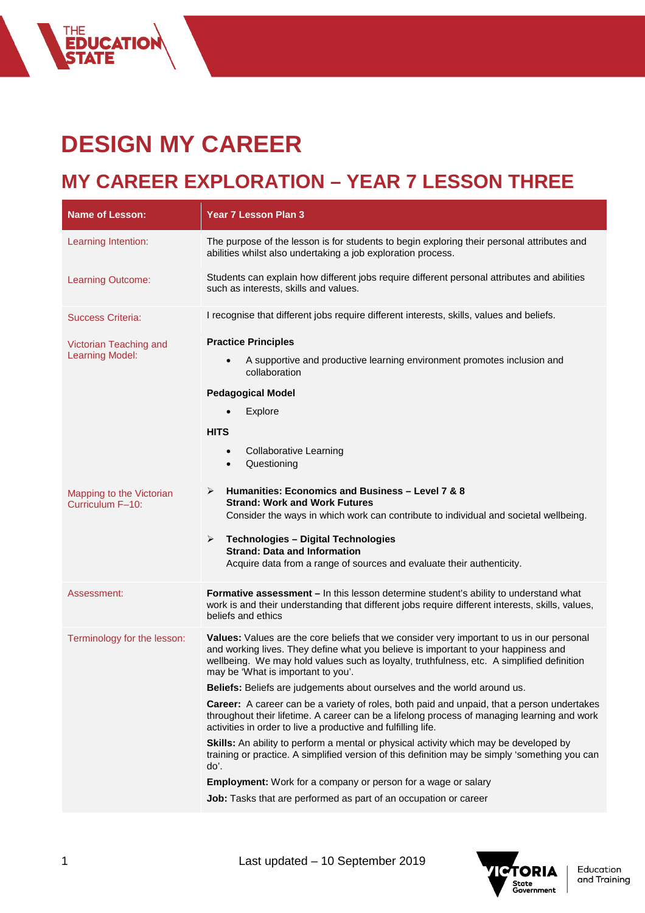# DESIGN MY CAREER

## MY CAREER EXPLORATION – YEAR 7 LESSON THREE

| Name of Lesson: | Year 7 Lesson Plan 3 |
| --- | --- |
| Learning Intention: | The purpose of the lesson is for students to begin exploring their personal attributes and abilities whilst also undertaking a job exploration process. |
| Learning Outcome: | Students can explain how different jobs require different personal attributes and abilities such as interests, skills and values. |
| Success Criteria: | I recognise that different jobs require different interests, skills, values and beliefs. |
| Victorian Teaching and Learning Model: | **Practice Principles**<br>• A supportive and productive learning environment promotes inclusion and collaboration<br>**Pedagogical Model**<br>• Explore<br>**HITS**<br>• Collaborative Learning<br>• Questioning |
| Mapping to the Victorian Curriculum F–10: | ➢ **Humanities: Economics and Business – Level 7 & 8**<br>**Strand: Work and Work Futures**<br>Consider the ways in which work can contribute to individual and societal wellbeing.<br>➢ **Technologies – Digital Technologies**<br>**Strand: Data and Information**<br>Acquire data from a range of sources and evaluate their authenticity. |
| Assessment: | **Formative assessment –** In this lesson determine student's ability to understand what work is and their understanding that different jobs require different interests, skills, values, beliefs and ethics |
| Terminology for the lesson: | **Values:** Values are the core beliefs that we consider very important to us in our personal and working lives. They define what you believe is important to your happiness and wellbeing. We may hold values such as loyalty, truthfulness, etc. A simplified definition may be 'What is important to you'.<br>**Beliefs:** Beliefs are judgements about ourselves and the world around us.<br>**Career:** A career can be a variety of roles, both paid and unpaid, that a person undertakes throughout their lifetime. A career can be a lifelong process of managing learning and work activities in order to live a productive and fulfilling life.<br>**Skills:** An ability to perform a mental or physical activity which may be developed by training or practice. A simplified version of this definition may be simply 'something you can do'.<br>**Employment:** Work for a company or person for a wage or salary<br>**Job:** Tasks that are performed as part of an occupation or career |

Last updated – 10 September 2019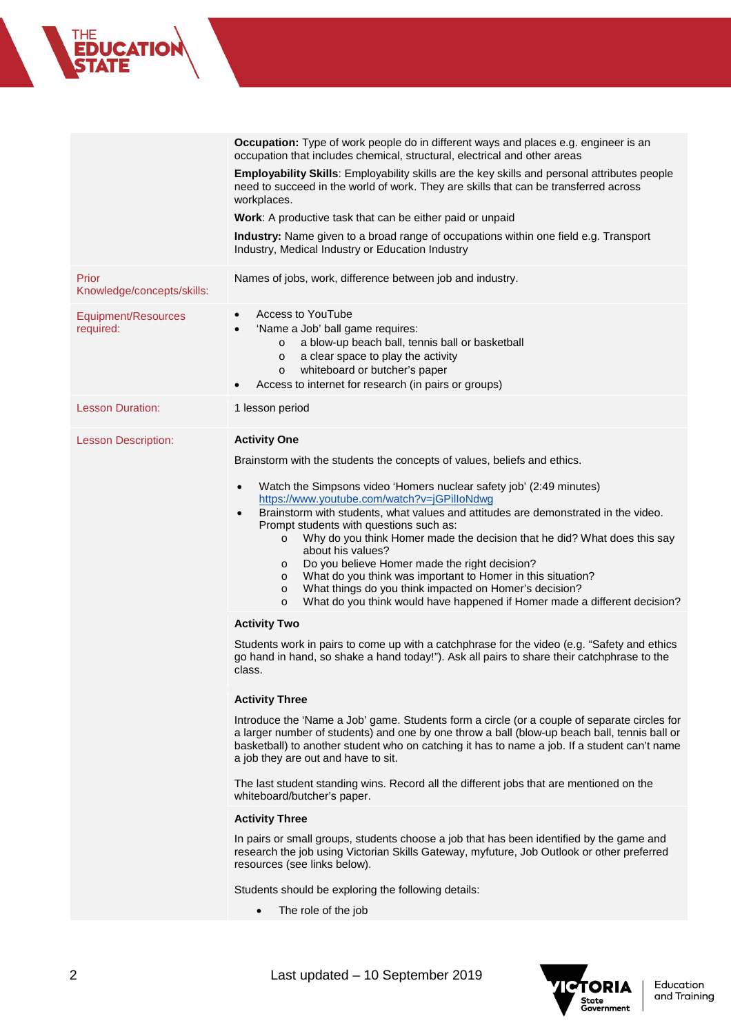| | |
|---|---|
| | **Occupation:** Type of work people do in different ways and places e.g. engineer is an occupation that includes chemical, structural, electrical and other areas<br><br>**Employability Skills**: Employability skills are the key skills and personal attributes people need to succeed in the world of work. They are skills that can be transferred across workplaces.<br><br>**Work**: A productive task that can be either paid or unpaid<br><br>**Industry:** Name given to a broad range of occupations within one field e.g. Transport Industry, Medical Industry or Education Industry |
| Prior Knowledge/concepts/skills: | Names of jobs, work, difference between job and industry. |
| Equipment/Resources required: | • Access to YouTube<br>• 'Name a Job' ball game requires:<br>&nbsp;&nbsp;&nbsp;&nbsp;o a blow-up beach ball, tennis ball or basketball<br>&nbsp;&nbsp;&nbsp;&nbsp;o a clear space to play the activity<br>&nbsp;&nbsp;&nbsp;&nbsp;o whiteboard or butcher's paper<br>• Access to internet for research (in pairs or groups) |
| Lesson Duration: | 1 lesson period |
| Lesson Description: | **Activity One**<br><br>Brainstorm with the students the concepts of values, beliefs and ethics.<br><br>• Watch the Simpsons video 'Homers nuclear safety job' (2:49 minutes) https://www.youtube.com/watch?v=jGPilloNdwg<br>• Brainstorm with students, what values and attitudes are demonstrated in the video. Prompt students with questions such as:<br>&nbsp;&nbsp;&nbsp;&nbsp;o Why do you think Homer made the decision that he did? What does this say about his values?<br>&nbsp;&nbsp;&nbsp;&nbsp;o Do you believe Homer made the right decision?<br>&nbsp;&nbsp;&nbsp;&nbsp;o What do you think was important to Homer in this situation?<br>&nbsp;&nbsp;&nbsp;&nbsp;o What things do you think impacted on Homer's decision?<br>&nbsp;&nbsp;&nbsp;&nbsp;o What do you think would have happened if Homer made a different decision?<br><br>**Activity Two**<br><br>Students work in pairs to come up with a catchphrase for the video (e.g. "Safety and ethics go hand in hand, so shake a hand today!"). Ask all pairs to share their catchphrase to the class.<br><br>**Activity Three**<br><br>Introduce the 'Name a Job' game. Students form a circle (or a couple of separate circles for a larger number of students) and one by one throw a ball (blow-up beach ball, tennis ball or basketball) to another student who on catching it has to name a job. If a student can't name a job they are out and have to sit.<br><br>The last student standing wins. Record all the different jobs that are mentioned on the whiteboard/butcher's paper.<br><br>**Activity Three**<br><br>In pairs or small groups, students choose a job that has been identified by the game and research the job using Victorian Skills Gateway, myfuture, Job Outlook or other preferred resources (see links below).<br><br>Students should be exploring the following details:<br><br>• The role of the job |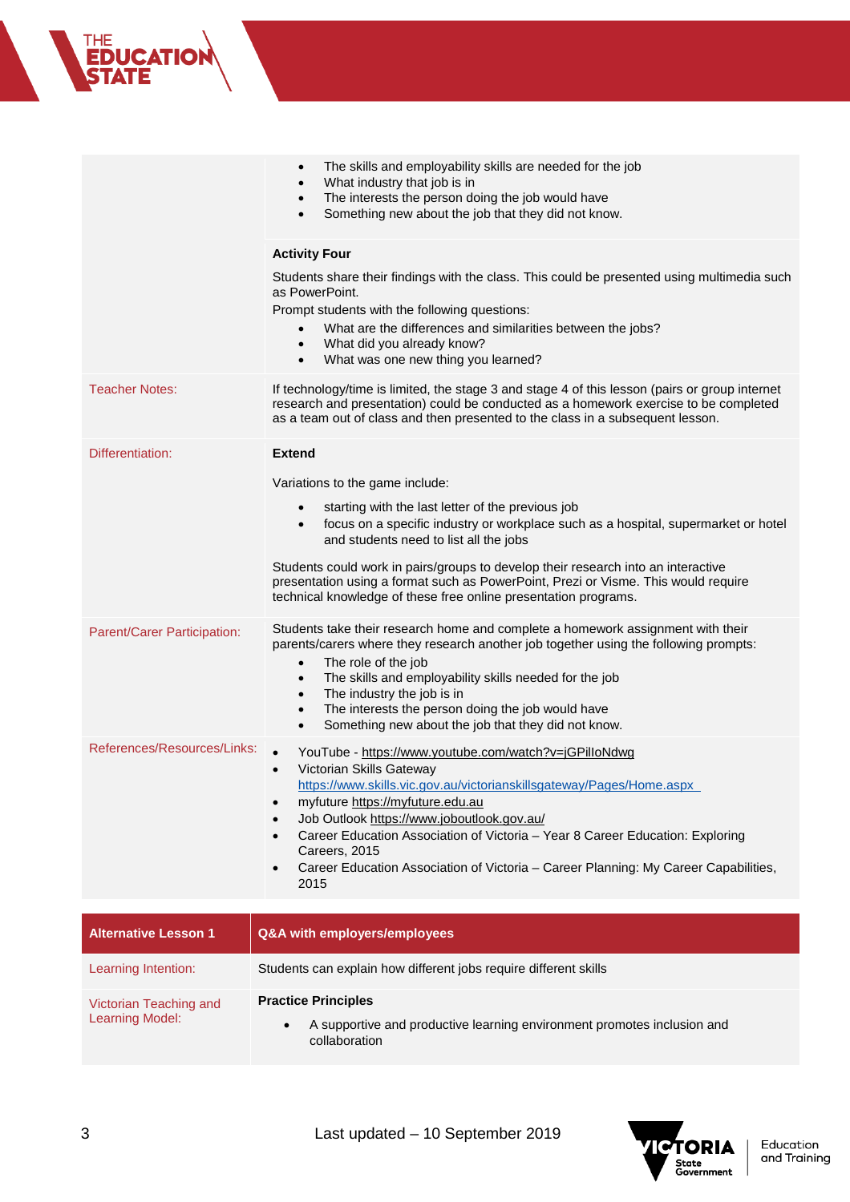| | |
|---|---|
| | • The skills and employability skills are needed for the job<br>• What industry that job is in<br>• The interests the person doing the job would have<br>• Something new about the job that they did not know. |
| | **Activity Four**<br><br>Students share their findings with the class. This could be presented using multimedia such as PowerPoint.<br>Prompt students with the following questions:<br>• What are the differences and similarities between the jobs?<br>• What did you already know?<br>• What was one new thing you learned? |
| Teacher Notes: | If technology/time is limited, the stage 3 and stage 4 of this lesson (pairs or group internet research and presentation) could be conducted as a homework exercise to be completed as a team out of class and then presented to the class in a subsequent lesson. |
| Differentiation: | **Extend**<br><br>Variations to the game include:<br>• starting with the last letter of the previous job<br>• focus on a specific industry or workplace such as a hospital, supermarket or hotel and students need to list all the jobs<br><br>Students could work in pairs/groups to develop their research into an interactive presentation using a format such as PowerPoint, Prezi or Visme. This would require technical knowledge of these free online presentation programs. |
| Parent/Carer Participation: | Students take their research home and complete a homework assignment with their parents/carers where they research another job together using the following prompts:<br>• The role of the job<br>• The skills and employability skills needed for the job<br>• The industry the job is in<br>• The interests the person doing the job would have<br>• Something new about the job that they did not know. |
| References/Resources/Links: | • YouTube - https://www.youtube.com/watch?v=jGPilloNdwg<br>• Victorian Skills Gateway https://www.skills.vic.gov.au/victorianskillsgateway/Pages/Home.aspx<br>• myfuture https://myfuture.edu.au<br>• Job Outlook https://www.joboutlook.gov.au/<br>• Career Education Association of Victoria – Year 8 Career Education: Exploring Careers, 2015<br>• Career Education Association of Victoria – Career Planning: My Career Capabilities, 2015 |

| Alternative Lesson 1 | Q&A with employers/employees |
|---|---|
| Learning Intention: | Students can explain how different jobs require different skills |
| Victorian Teaching and Learning Model: | **Practice Principles**<br>• A supportive and productive learning environment promotes inclusion and collaboration |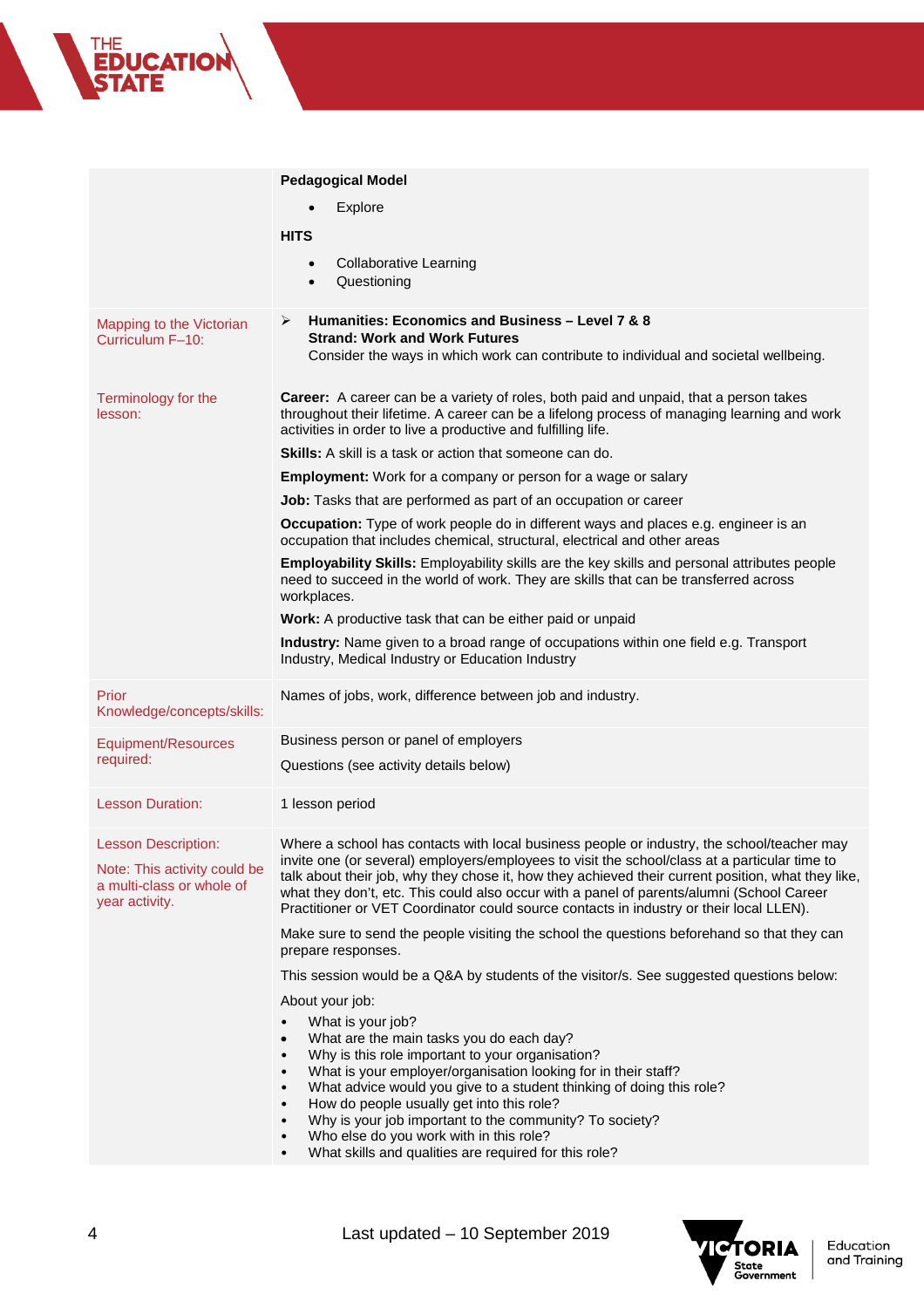| | |
|---|---|
| | **Pedagogical Model**<br>• Explore<br>**HITS**<br>• Collaborative Learning<br>• Questioning |
| Mapping to the Victorian Curriculum F–10: | ➢ **Humanities: Economics and Business – Level 7 & 8**<br>**Strand: Work and Work Futures**<br>Consider the ways in which work can contribute to individual and societal wellbeing. |
| Terminology for the lesson: | **Career:** A career can be a variety of roles, both paid and unpaid, that a person takes throughout their lifetime. A career can be a lifelong process of managing learning and work activities in order to live a productive and fulfilling life.<br>**Skills:** A skill is a task or action that someone can do.<br>**Employment:** Work for a company or person for a wage or salary<br>**Job:** Tasks that are performed as part of an occupation or career<br>**Occupation:** Type of work people do in different ways and places e.g. engineer is an occupation that includes chemical, structural, electrical and other areas<br>**Employability Skills:** Employability skills are the key skills and personal attributes people need to succeed in the world of work. They are skills that can be transferred across workplaces.<br>**Work:** A productive task that can be either paid or unpaid<br>**Industry:** Name given to a broad range of occupations within one field e.g. Transport Industry, Medical Industry or Education Industry |
| Prior Knowledge/concepts/skills: | Names of jobs, work, difference between job and industry. |
| Equipment/Resources required: | Business person or panel of employers<br>Questions (see activity details below) |
| Lesson Duration: | 1 lesson period |
| Lesson Description:<br>Note: This activity could be a multi-class or whole of year activity. | Where a school has contacts with local business people or industry, the school/teacher may invite one (or several) employers/employees to visit the school/class at a particular time to talk about their job, why they chose it, how they achieved their current position, what they like, what they don't, etc. This could also occur with a panel of parents/alumni (School Career Practitioner or VET Coordinator could source contacts in industry or their local LLEN).<br>Make sure to send the people visiting the school the questions beforehand so that they can prepare responses.<br>This session would be a Q&A by students of the visitor/s. See suggested questions below:<br>About your job:<br>• What is your job?<br>• What are the main tasks you do each day?<br>• Why is this role important to your organisation?<br>• What is your employer/organisation looking for in their staff?<br>• What advice would you give to a student thinking of doing this role?<br>• How do people usually get into this role?<br>• Why is your job important to the community? To society?<br>• Who else do you work with in this role?<br>• What skills and qualities are required for this role? |

Last updated – 10 September 2019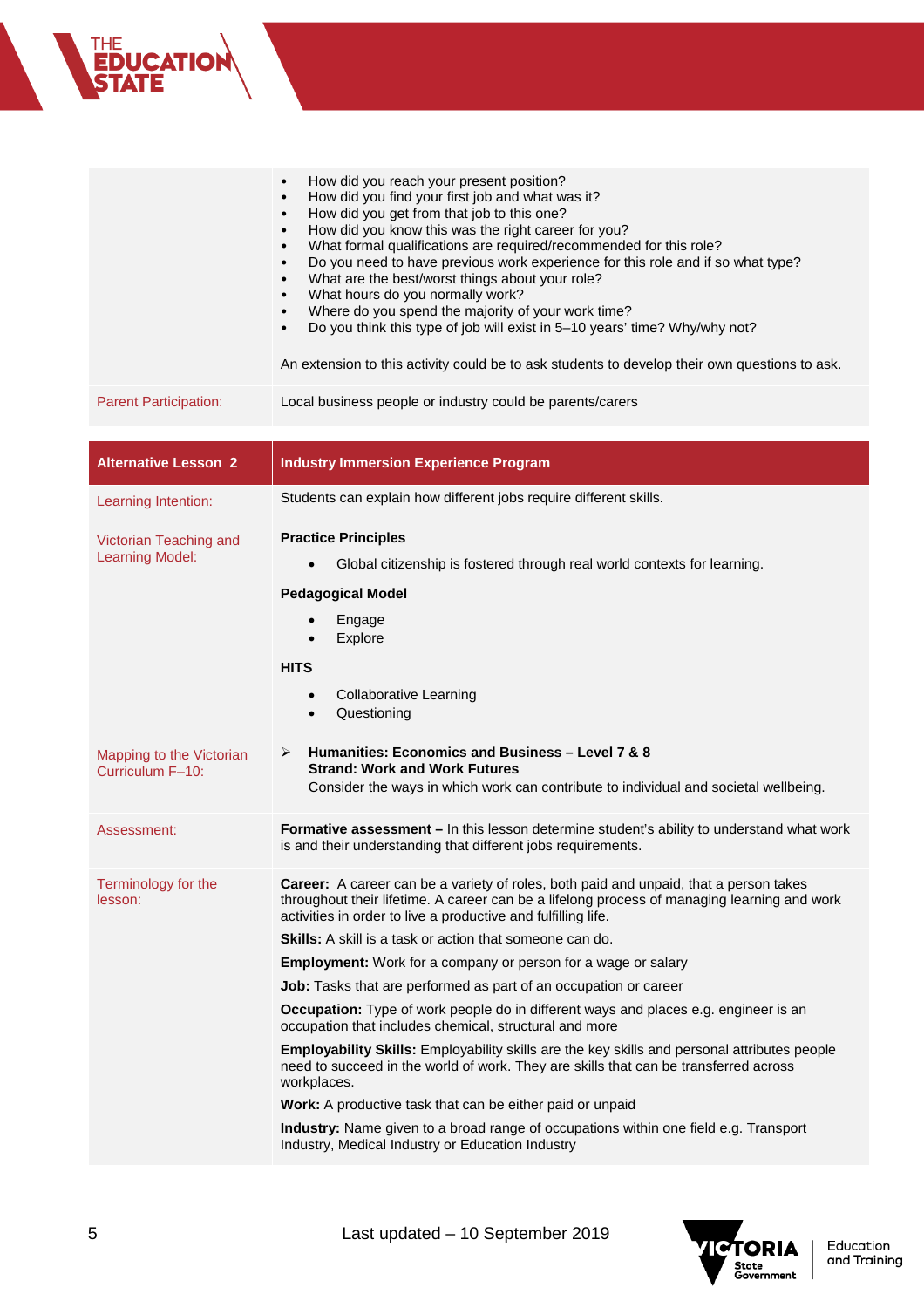| | |
|---|---|
| | • How did you reach your present position?<br>• How did you find your first job and what was it?<br>• How did you get from that job to this one?<br>• How did you know this was the right career for you?<br>• What formal qualifications are required/recommended for this role?<br>• Do you need to have previous work experience for this role and if so what type?<br>• What are the best/worst things about your role?<br>• What hours do you normally work?<br>• Where do you spend the majority of your work time?<br>• Do you think this type of job will exist in 5–10 years' time? Why/why not?<br><br>An extension to this activity could be to ask students to develop their own questions to ask. |
| Parent Participation: | Local business people or industry could be parents/carers |

| **Alternative Lesson 2** | **Industry Immersion Experience Program** |
|---|---|
| Learning Intention: | Students can explain how different jobs require different skills. |
| Victorian Teaching and Learning Model: | **Practice Principles**<br>• Global citizenship is fostered through real world contexts for learning.<br><br>**Pedagogical Model**<br>• Engage<br>• Explore<br><br>**HITS**<br>• Collaborative Learning<br>• Questioning |
| Mapping to the Victorian Curriculum F–10: | ➢ **Humanities: Economics and Business – Level 7 & 8**<br>**Strand: Work and Work Futures**<br>Consider the ways in which work can contribute to individual and societal wellbeing. |
| Assessment: | **Formative assessment –** In this lesson determine student's ability to understand what work is and their understanding that different jobs requirements. |
| Terminology for the lesson: | **Career:** A career can be a variety of roles, both paid and unpaid, that a person takes throughout their lifetime. A career can be a lifelong process of managing learning and work activities in order to live a productive and fulfilling life.<br>**Skills:** A skill is a task or action that someone can do.<br>**Employment:** Work for a company or person for a wage or salary<br>**Job:** Tasks that are performed as part of an occupation or career<br>**Occupation:** Type of work people do in different ways and places e.g. engineer is an occupation that includes chemical, structural and more<br>**Employability Skills:** Employability skills are the key skills and personal attributes people need to succeed in the world of work. They are skills that can be transferred across workplaces.<br>**Work:** A productive task that can be either paid or unpaid<br>**Industry:** Name given to a broad range of occupations within one field e.g. Transport Industry, Medical Industry or Education Industry |

Last updated – 10 September 2019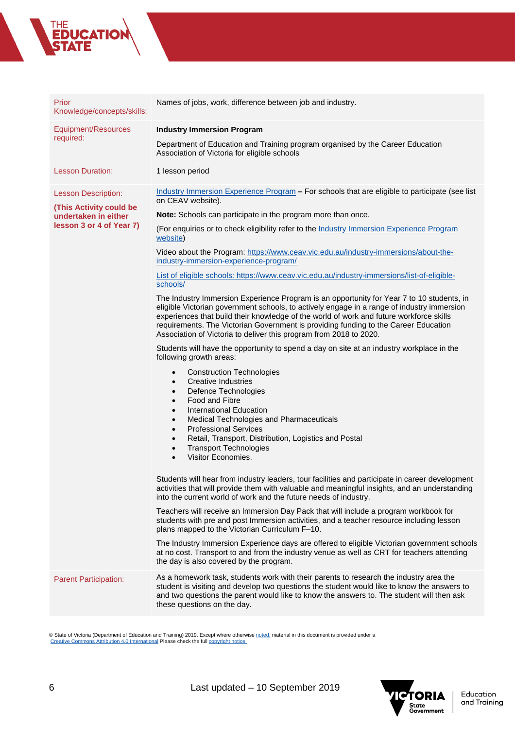| | |
|---|---|
| Prior Knowledge/concepts/skills: | Names of jobs, work, difference between job and industry. |
| Equipment/Resources required: | **Industry Immersion Program**<br><br>Department of Education and Training program organised by the Career Education Association of Victoria for eligible schools |
| Lesson Duration: | 1 lesson period |
| Lesson Description:<br><br>**(This Activity could be undertaken in either lesson 3 or 4 of Year 7)** | Industry Immersion Experience Program **–** For schools that are eligible to participate (see list on CEAV website).<br><br>**Note:** Schools can participate in the program more than once.<br><br>(For enquiries or to check eligibility refer to the Industry Immersion Experience Program website)<br><br>Video about the Program: https://www.ceav.vic.edu.au/industry-immersions/about-the-industry-immersion-experience-program/<br><br>List of eligible schools: https://www.ceav.vic.edu.au/industry-immersions/list-of-eligible-schools/<br><br>The Industry Immersion Experience Program is an opportunity for Year 7 to 10 students, in eligible Victorian government schools, to actively engage in a range of industry immersion experiences that build their knowledge of the world of work and future workforce skills requirements. The Victorian Government is providing funding to the Career Education Association of Victoria to deliver this program from 2018 to 2020.<br><br>Students will have the opportunity to spend a day on site at an industry workplace in the following growth areas:<br><br>• Construction Technologies<br>• Creative Industries<br>• Defence Technologies<br>• Food and Fibre<br>• International Education<br>• Medical Technologies and Pharmaceuticals<br>• Professional Services<br>• Retail, Transport, Distribution, Logistics and Postal<br>• Transport Technologies<br>• Visitor Economies.<br><br>Students will hear from industry leaders, tour facilities and participate in career development activities that will provide them with valuable and meaningful insights, and an understanding into the current world of work and the future needs of industry.<br><br>Teachers will receive an Immersion Day Pack that will include a program workbook for students with pre and post Immersion activities, and a teacher resource including lesson plans mapped to the Victorian Curriculum F–10.<br><br>The Industry Immersion Experience days are offered to eligible Victorian government schools at no cost. Transport to and from the industry venue as well as CRT for teachers attending the day is also covered by the program. |
| Parent Participation: | As a homework task, students work with their parents to research the industry area the student is visiting and develop two questions the student would like to know the answers to and two questions the parent would like to know the answers to. The student will then ask these questions on the day. |

© State of Victoria (Department of Education and Training) 2019. Except where otherwise noted, material in this document is provided under a Creative Commons Attribution 4.0 International Please check the full copyright notice

Last updated – 10 September 2019